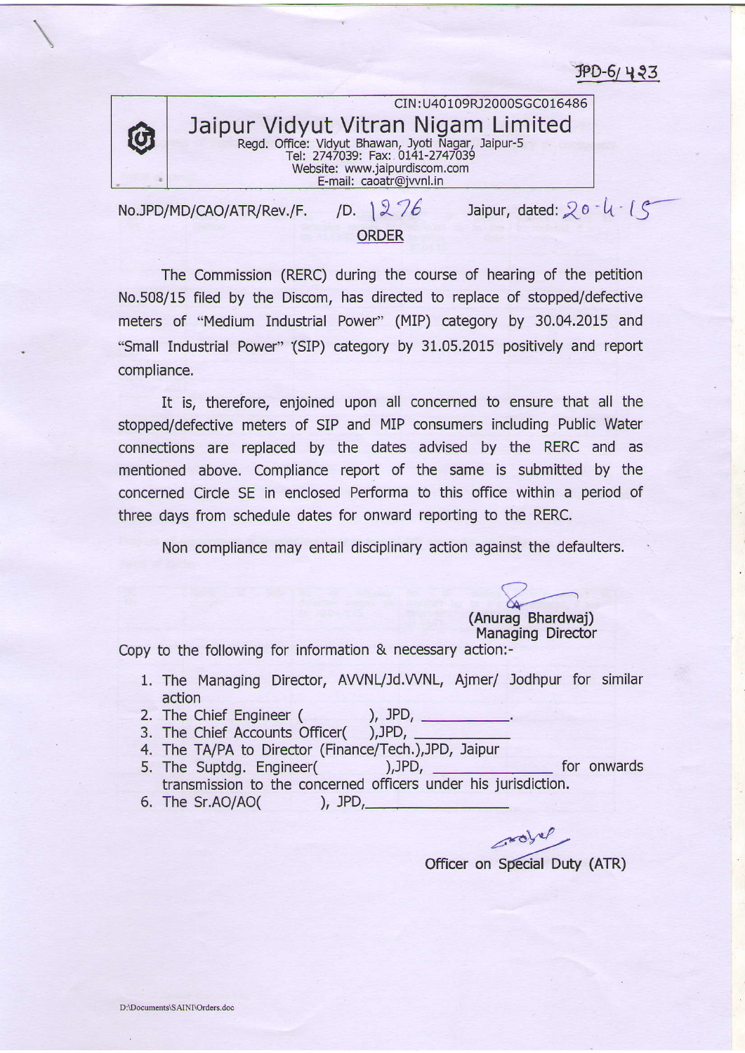JPD-6/ 423

CIN:U40109RJ2000SGC016486

# Jaipur Vidyut Vitran Nigam Limited

Regd. Office: Vidyut Bhawan, Jyoti Nagar, Jaipur-5
Tel: 2747039: Fax: 0141-2747039
Website: www.jaipurdiscom.com
E-mail: caoatr@jvvnl.in

No.JPD/MD/CAO/ATR/Rev./F. /D. 1276 Jaipur, dated: 20-4-15

## ORDER

The Commission (RERC) during the course of hearing of the petition No.508/15 filed by the Discom, has directed to replace of stopped/defective meters of "Medium Industrial Power" (MIP) category by 30.04.2015 and "Small Industrial Power" (SIP) category by 31.05.2015 positively and report compliance.

It is, therefore, enjoined upon all concerned to ensure that all the stopped/defective meters of SIP and MIP consumers including Public Water connections are replaced by the dates advised by the RERC and as mentioned above. Compliance report of the same is submitted by the concerned Circle SE in enclosed Performa to this office within a period of three days from schedule dates for onward reporting to the RERC.

Non compliance may entail disciplinary action against the defaulters.

(Anurag Bhardwaj)
Managing Director

Copy to the following for information & necessary action:-

1. The Managing Director, AVVNL/Jd.VVNL, Ajmer/ Jodhpur for similar action
2. The Chief Engineer ( ), JPD, ________.
3. The Chief Accounts Officer( ),JPD, ________
4. The TA/PA to Director (Finance/Tech.),JPD, Jaipur
5. The Suptdg. Engineer( ),JPD, ________ for onwards transmission to the concerned officers under his jurisdiction.
6. The Sr.AO/AO( ), JPD,________

Officer on Special Duty (ATR)

D:\Documents\SAINI\Orders.doc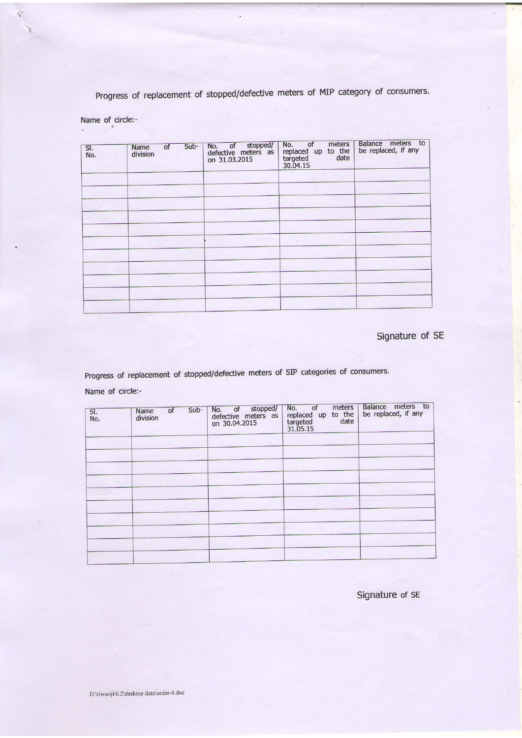Progress of replacement of stopped/defective meters of MIP category of consumers.

Name of circle:-

| Sl. No. | Name of Sub-division | No. of stopped/ defective meters as on 31.03.2015 | No. of meters replaced up to the targeted date 30.04.15 | Balance meters to be replaced, if any |
|---|---|---|---|---|
| | | | | |
| | | | | |
| | | | | |
| | | | | |
| | | | | |
| | | | | |
| | | | | |
| | | | | |
| | | | | |
| | | | | |
| | | | | |

Signature of SE

Progress of replacement of stopped/defective meters of SIP categories of consumers.

Name of circle:-

| Sl. No. | Name of Sub-division | No. of stopped/ defective meters as on 30.04.2015 | No. of meters replaced up to the targeted date 31.05.15 | Balance meters to be replaced, if any |
|---|---|---|---|---|
| | | | | |
| | | | | |
| | | | | |
| | | | | |
| | | | | |
| | | | | |
| | | | | |
| | | | | |
| | | | | |
| | | | | |

Signature of SE

D:\tiwariji\6.2\desktop data\order-4.doc